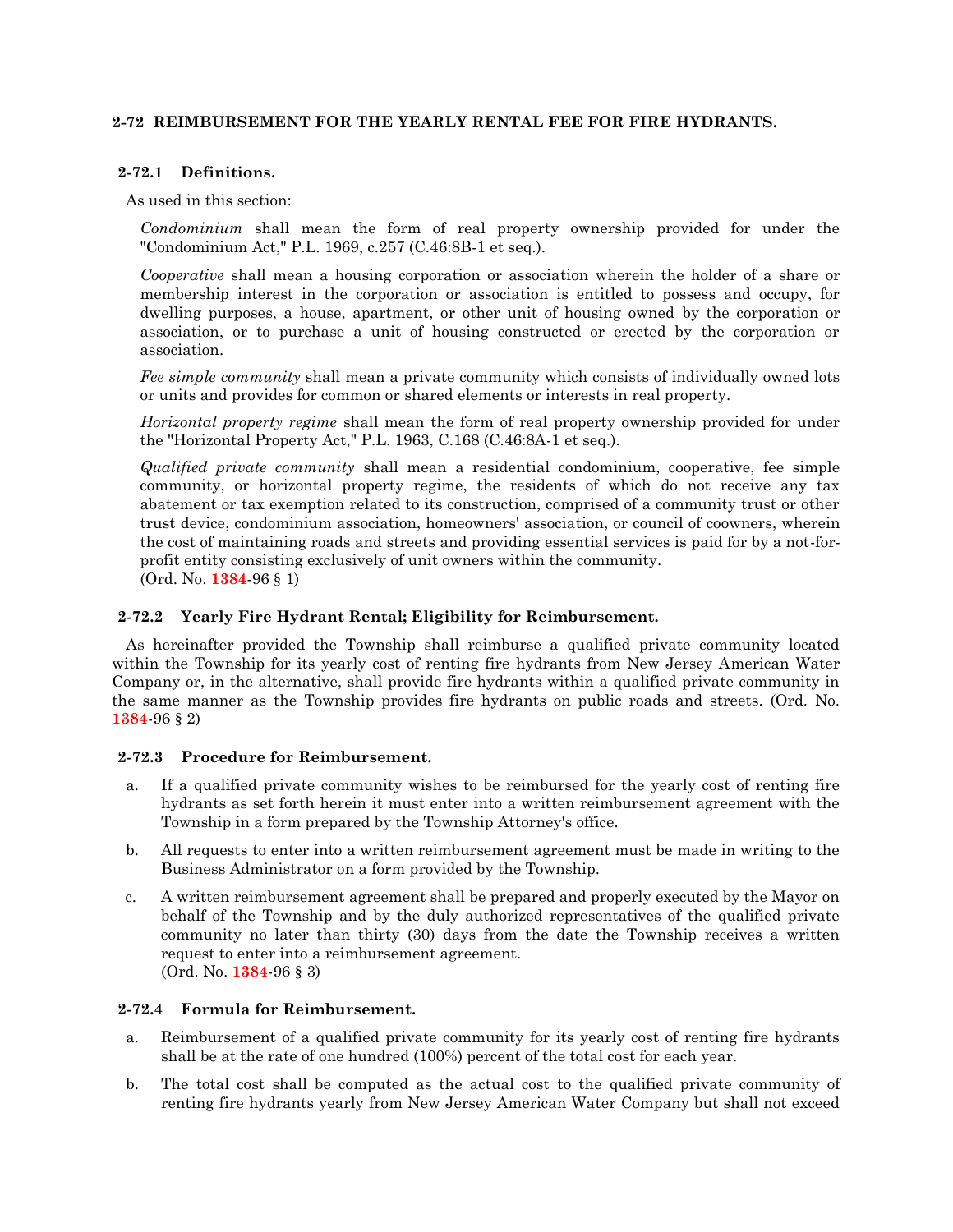## 2-72 REIMBURSEMENT FOR THE YEARLY RENTAL FEE FOR FIRE HYDRANTS.

### 2-72.1 Definitions.

As used in this section:

*Condominium* shall mean the form of real property ownership provided for under the "Condominium Act," P.L. 1969, c.257 (C.46:8B-1 et seq.).

*Cooperative* shall mean a housing corporation or association wherein the holder of a share or membership interest in the corporation or association is entitled to possess and occupy, for dwelling purposes, a house, apartment, or other unit of housing owned by the corporation or association, or to purchase a unit of housing constructed or erected by the corporation or association.

*Fee simple community* shall mean a private community which consists of individually owned lots or units and provides for common or shared elements or interests in real property.

*Horizontal property regime* shall mean the form of real property ownership provided for under the "Horizontal Property Act," P.L. 1963, C.168 (C.46:8A-1 et seq.).

*Qualified private community* shall mean a residential condominium, cooperative, fee simple community, or horizontal property regime, the residents of which do not receive any tax abatement or tax exemption related to its construction, comprised of a community trust or other trust device, condominium association, homeowners' association, or council of coowners, wherein the cost of maintaining roads and streets and providing essential services is paid for by a not-for-profit entity consisting exclusively of unit owners within the community.
(Ord. No. **1384**-96 § 1)

### 2-72.2 Yearly Fire Hydrant Rental; Eligibility for Reimbursement.

As hereinafter provided the Township shall reimburse a qualified private community located within the Township for its yearly cost of renting fire hydrants from New Jersey American Water Company or, in the alternative, shall provide fire hydrants within a qualified private community in the same manner as the Township provides fire hydrants on public roads and streets. (Ord. No. **1384**-96 § 2)

### 2-72.3 Procedure for Reimbursement.

a. If a qualified private community wishes to be reimbursed for the yearly cost of renting fire hydrants as set forth herein it must enter into a written reimbursement agreement with the Township in a form prepared by the Township Attorney's office.

b. All requests to enter into a written reimbursement agreement must be made in writing to the Business Administrator on a form provided by the Township.

c. A written reimbursement agreement shall be prepared and properly executed by the Mayor on behalf of the Township and by the duly authorized representatives of the qualified private community no later than thirty (30) days from the date the Township receives a written request to enter into a reimbursement agreement.
(Ord. No. **1384**-96 § 3)

### 2-72.4 Formula for Reimbursement.

a. Reimbursement of a qualified private community for its yearly cost of renting fire hydrants shall be at the rate of one hundred (100%) percent of the total cost for each year.

b. The total cost shall be computed as the actual cost to the qualified private community of renting fire hydrants yearly from New Jersey American Water Company but shall not exceed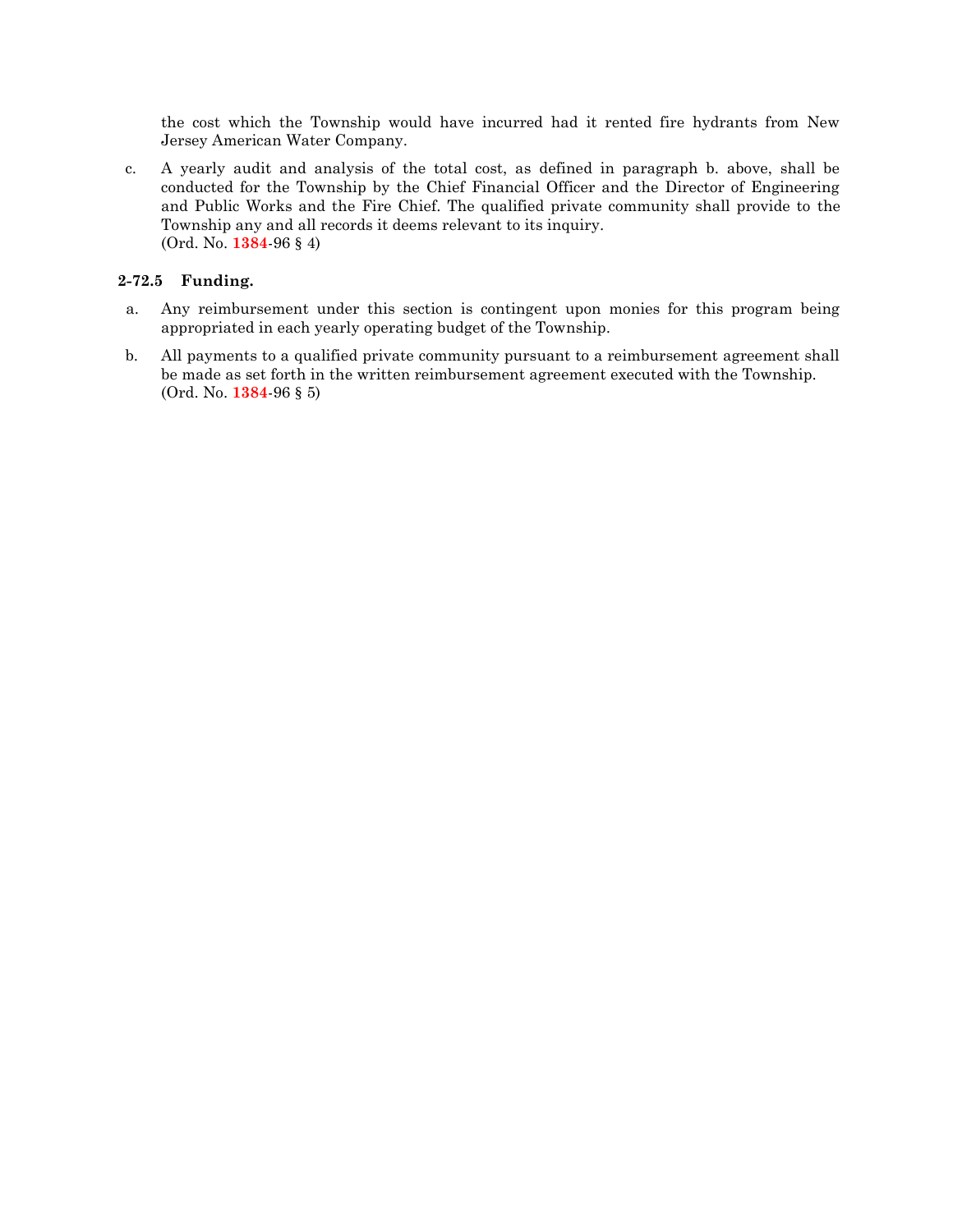the cost which the Township would have incurred had it rented fire hydrants from New Jersey American Water Company.

c. A yearly audit and analysis of the total cost, as defined in paragraph b. above, shall be conducted for the Township by the Chief Financial Officer and the Director of Engineering and Public Works and the Fire Chief. The qualified private community shall provide to the Township any and all records it deems relevant to its inquiry.
(Ord. No. **1384**-96 § 4)

**2-72.5 Funding.**

a. Any reimbursement under this section is contingent upon monies for this program being appropriated in each yearly operating budget of the Township.

b. All payments to a qualified private community pursuant to a reimbursement agreement shall be made as set forth in the written reimbursement agreement executed with the Township.
(Ord. No. **1384**-96 § 5)